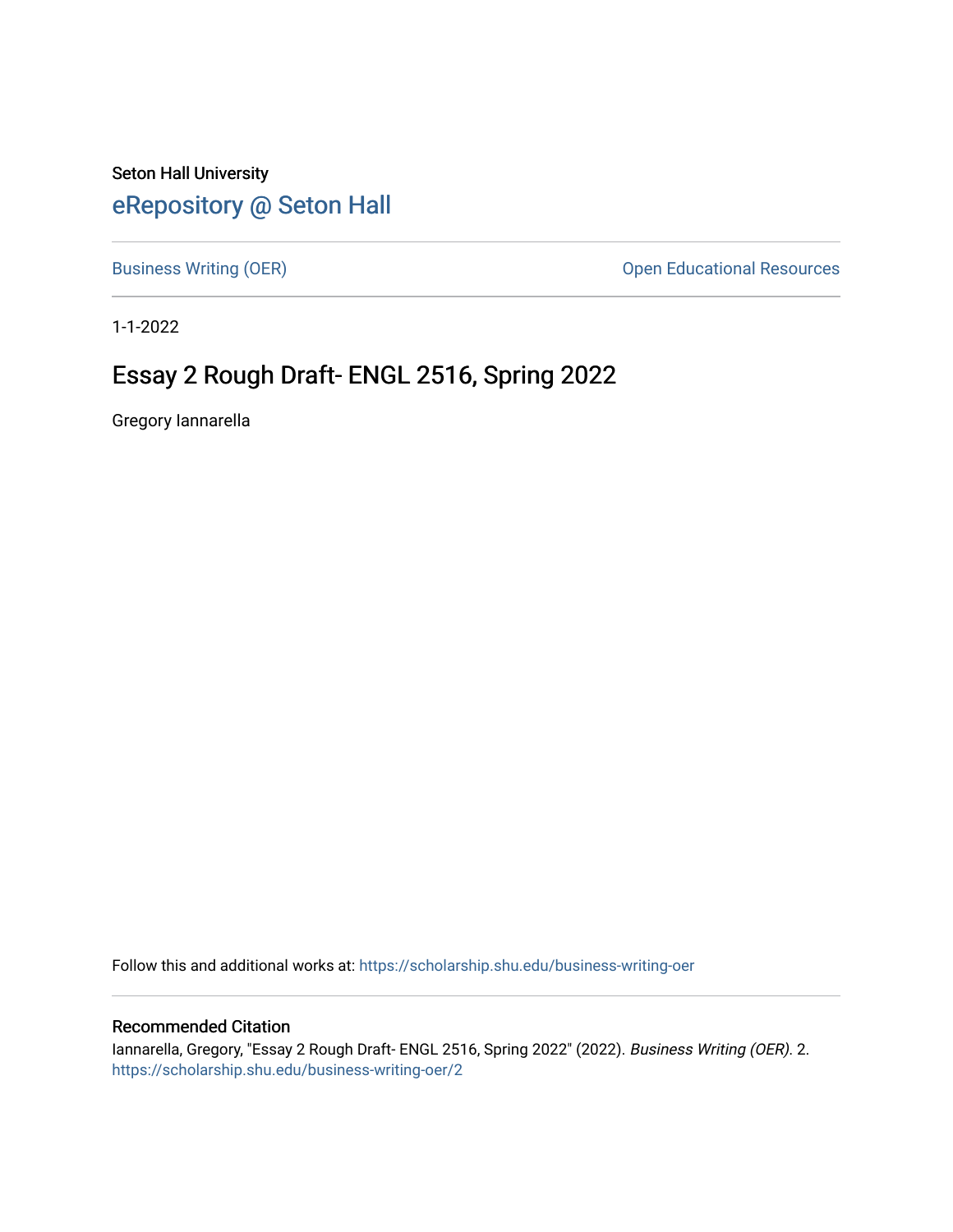Seton Hall University

# eRepository @ Seton Hall

Business Writing (OER) | Open Educational Resources

1-1-2022

## Essay 2 Rough Draft- ENGL 2516, Spring 2022

Gregory Iannarella

Follow this and additional works at: https://scholarship.shu.edu/business-writing-oer

### Recommended Citation

Iannarella, Gregory, "Essay 2 Rough Draft- ENGL 2516, Spring 2022" (2022). *Business Writing (OER)*. 2. https://scholarship.shu.edu/business-writing-oer/2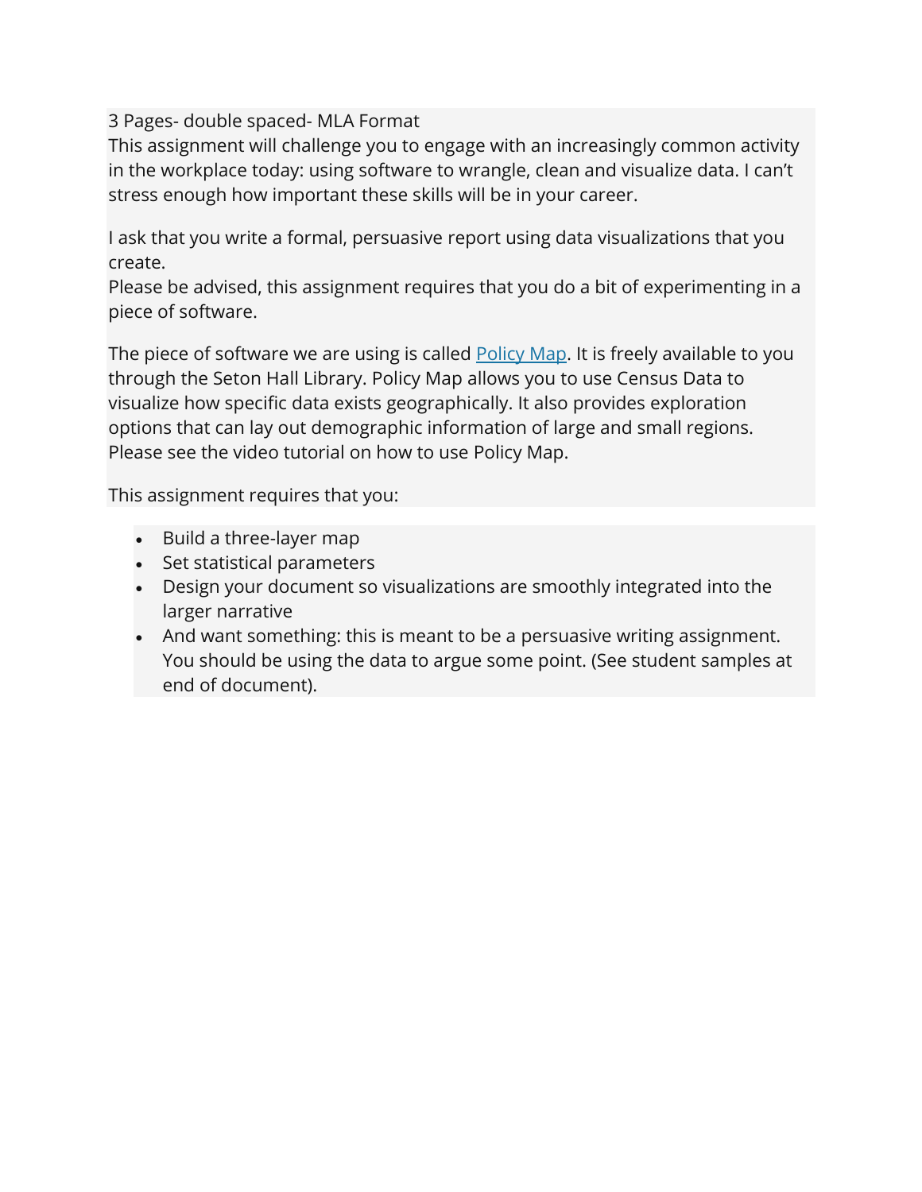3 Pages- double spaced- MLA Format
This assignment will challenge you to engage with an increasingly common activity in the workplace today: using software to wrangle, clean and visualize data. I can't stress enough how important these skills will be in your career.

I ask that you write a formal, persuasive report using data visualizations that you create.
Please be advised, this assignment requires that you do a bit of experimenting in a piece of software.

The piece of software we are using is called [Policy Map](). It is freely available to you through the Seton Hall Library. Policy Map allows you to use Census Data to visualize how specific data exists geographically. It also provides exploration options that can lay out demographic information of large and small regions. Please see the video tutorial on how to use Policy Map.

This assignment requires that you:

- Build a three-layer map
- Set statistical parameters
- Design your document so visualizations are smoothly integrated into the larger narrative
- And want something: this is meant to be a persuasive writing assignment. You should be using the data to argue some point. (See student samples at end of document).